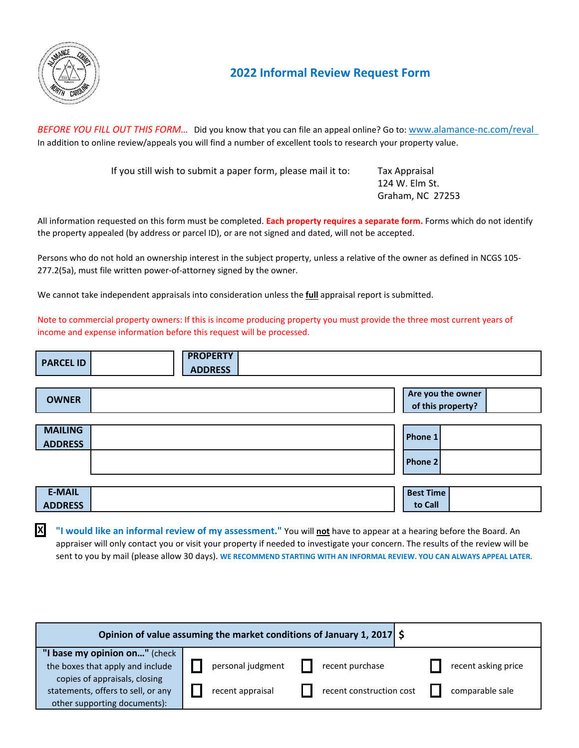# 2022 Informal Review Request Form

*BEFORE YOU FILL OUT THIS FORM…* Did you know that you can file an appeal online? Go to: www.alamance-nc.com/reval
In addition to online review/appeals you will find a number of excellent tools to research your property value.

If you still wish to submit a paper form, please mail it to:

Tax Appraisal
124 W. Elm St.
Graham, NC 27253

All information requested on this form must be completed. **Each property requires a separate form.** Forms which do not identify the property appealed (by address or parcel ID), or are not signed and dated, will not be accepted.

Persons who do not hold an ownership interest in the subject property, unless a relative of the owner as defined in NCGS 105-277.2(5a), must file written power-of-attorney signed by the owner.

We cannot take independent appraisals into consideration unless the **full** appraisal report is submitted.

Note to commercial property owners: If this is income producing property you must provide the three most current years of income and expense information before this request will be processed.

| **PARCEL ID** | | **PROPERTY ADDRESS** | |
|---|---|---|---|

| **OWNER** | | **Are you the owner of this property?** | |
|---|---|---|---|
| **MAILING ADDRESS** | | **Phone 1** | |
| | | **Phone 2** | |
| **E-MAIL ADDRESS** | | **Best Time to Call** | |

[X] **"I would like an informal review of my assessment."** You will **not** have to appear at a hearing before the Board. An appraiser will only contact you or visit your property if needed to investigate your concern. The results of the review will be sent to you by mail (please allow 30 days). **WE RECOMMEND STARTING WITH AN INFORMAL REVIEW. YOU CAN ALWAYS APPEAL LATER.**

| **Opinion of value assuming the market conditions of January 1, 2017** | $ | | |
|---|---|---|---|
| **"I base my opinion on…"** (check the boxes that apply and include copies of appraisals, closing statements, offers to sell, or any other supporting documents): | ☐ personal judgment | ☐ recent purchase | ☐ recent asking price |
| | ☐ recent appraisal | ☐ recent construction cost | ☐ comparable sale |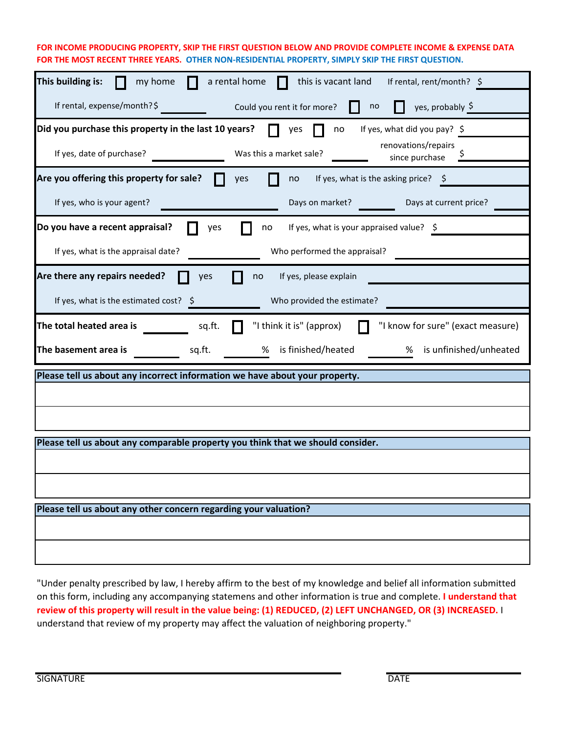**FOR INCOME PRODUCING PROPERTY, SKIP THE FIRST QUESTION BELOW AND PROVIDE COMPLETE INCOME & EXPENSE DATA FOR THE MOST RECENT THREE YEARS. OTHER NON-RESIDENTIAL PROPERTY, SIMPLY SKIP THE FIRST QUESTION.**

**This building is:** ☐ my home ☐ a rental home ☐ this is vacant land If rental, rent/month? $ ________

If rental, expense/month? $ ________ Could you rent it for more? ☐ no ☐ yes, probably $ ________

**Did you purchase this property in the last 10 years?** ☐ yes ☐ no If yes, what did you pay? $ ________

If yes, date of purchase? ________ Was this a market sale? ________ renovations/repairs since purchase $ ________

**Are you offering this property for sale?** ☐ yes ☐ no If yes, what is the asking price? $ ________

If yes, who is your agent? ________ Days on market? ________ Days at current price? ________

**Do you have a recent appraisal?** ☐ yes ☐ no If yes, what is your appraised value? $ ________

If yes, what is the appraisal date? ________ Who performed the appraisal? ________

**Are there any repairs needed?** ☐ yes ☐ no If yes, please explain ________

If yes, what is the estimated cost? $ ________ Who provided the estimate? ________

**The total heated area is** ________ sq.ft. ☐ "I think it is" (approx) ☐ "I know for sure" (exact measure)

**The basement area is** ________ sq.ft. ________ % is finished/heated ________ % is unfinished/unheated

**Please tell us about any incorrect information we have about your property.**

________

________

**Please tell us about any comparable property you think that we should consider.**

________

________

**Please tell us about any other concern regarding your valuation?**

________

________

"Under penalty prescribed by law, I hereby affirm to the best of my knowledge and belief all information submitted on this form, including any accompanying statemens and other information is true and complete. **I understand that review of this property will result in the value being: (1) REDUCED, (2) LEFT UNCHANGED, OR (3) INCREASED.** I understand that review of my property may affect the valuation of neighboring property."

________________________ SIGNATURE

________________________ DATE